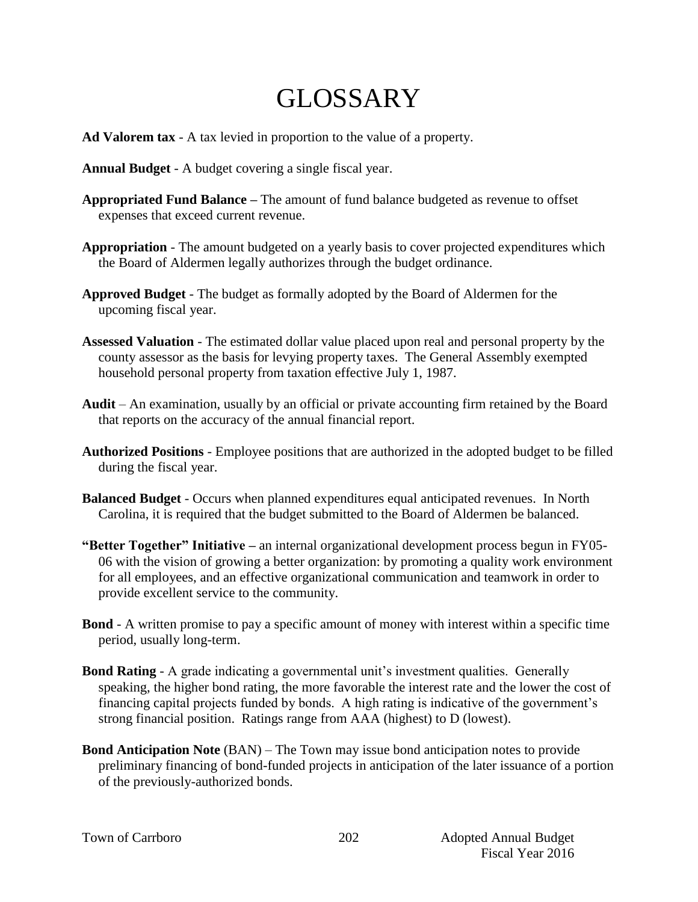# GLOSSARY

**Ad Valorem tax** - A tax levied in proportion to the value of a property.

**Annual Budget** - A budget covering a single fiscal year.

**Appropriated Fund Balance –** The amount of fund balance budgeted as revenue to offset expenses that exceed current revenue.

**Appropriation** - The amount budgeted on a yearly basis to cover projected expenditures which the Board of Aldermen legally authorizes through the budget ordinance.

**Approved Budget** - The budget as formally adopted by the Board of Aldermen for the upcoming fiscal year.

**Assessed Valuation** - The estimated dollar value placed upon real and personal property by the county assessor as the basis for levying property taxes. The General Assembly exempted household personal property from taxation effective July 1, 1987.

**Audit** – An examination, usually by an official or private accounting firm retained by the Board that reports on the accuracy of the annual financial report.

**Authorized Positions** - Employee positions that are authorized in the adopted budget to be filled during the fiscal year.

**Balanced Budget** - Occurs when planned expenditures equal anticipated revenues. In North Carolina, it is required that the budget submitted to the Board of Aldermen be balanced.

**"Better Together" Initiative –** an internal organizational development process begun in FY05-06 with the vision of growing a better organization: by promoting a quality work environment for all employees, and an effective organizational communication and teamwork in order to provide excellent service to the community.

**Bond** - A written promise to pay a specific amount of money with interest within a specific time period, usually long-term.

**Bond Rating** - A grade indicating a governmental unit's investment qualities. Generally speaking, the higher bond rating, the more favorable the interest rate and the lower the cost of financing capital projects funded by bonds. A high rating is indicative of the government's strong financial position. Ratings range from AAA (highest) to D (lowest).

**Bond Anticipation Note** (BAN) – The Town may issue bond anticipation notes to provide preliminary financing of bond-funded projects in anticipation of the later issuance of a portion of the previously-authorized bonds.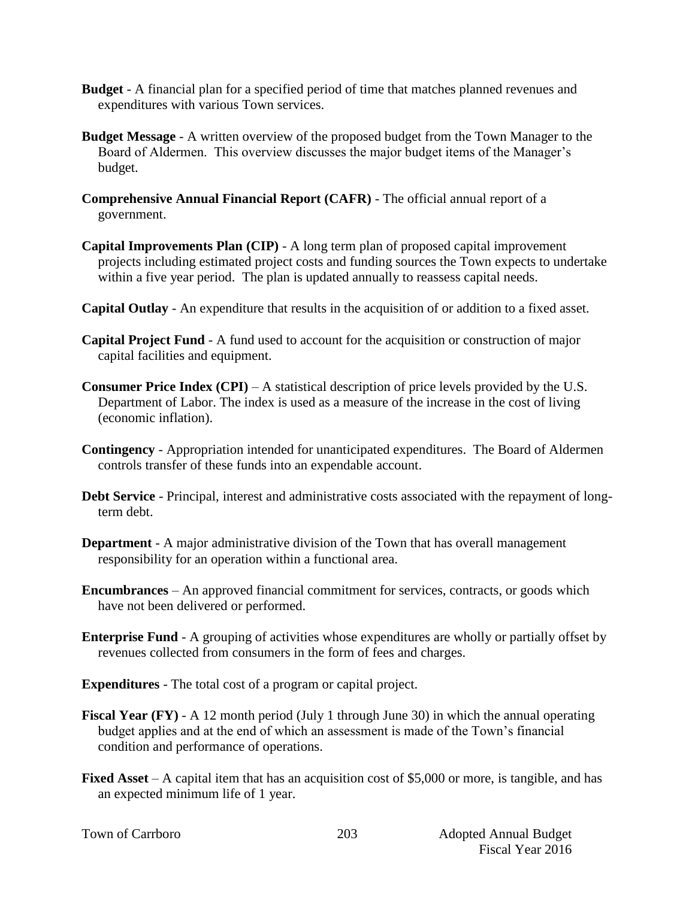**Budget** - A financial plan for a specified period of time that matches planned revenues and expenditures with various Town services.

**Budget Message** - A written overview of the proposed budget from the Town Manager to the Board of Aldermen. This overview discusses the major budget items of the Manager's budget.

**Comprehensive Annual Financial Report (CAFR)** - The official annual report of a government.

**Capital Improvements Plan (CIP)** - A long term plan of proposed capital improvement projects including estimated project costs and funding sources the Town expects to undertake within a five year period. The plan is updated annually to reassess capital needs.

**Capital Outlay** - An expenditure that results in the acquisition of or addition to a fixed asset.

**Capital Project Fund** - A fund used to account for the acquisition or construction of major capital facilities and equipment.

**Consumer Price Index (CPI)** – A statistical description of price levels provided by the U.S. Department of Labor. The index is used as a measure of the increase in the cost of living (economic inflation).

**Contingency** - Appropriation intended for unanticipated expenditures. The Board of Aldermen controls transfer of these funds into an expendable account.

**Debt Service** - Principal, interest and administrative costs associated with the repayment of long-term debt.

**Department** - A major administrative division of the Town that has overall management responsibility for an operation within a functional area.

**Encumbrances** – An approved financial commitment for services, contracts, or goods which have not been delivered or performed.

**Enterprise Fund** - A grouping of activities whose expenditures are wholly or partially offset by revenues collected from consumers in the form of fees and charges.

**Expenditures** - The total cost of a program or capital project.

**Fiscal Year (FY)** - A 12 month period (July 1 through June 30) in which the annual operating budget applies and at the end of which an assessment is made of the Town's financial condition and performance of operations.

**Fixed Asset** – A capital item that has an acquisition cost of $5,000 or more, is tangible, and has an expected minimum life of 1 year.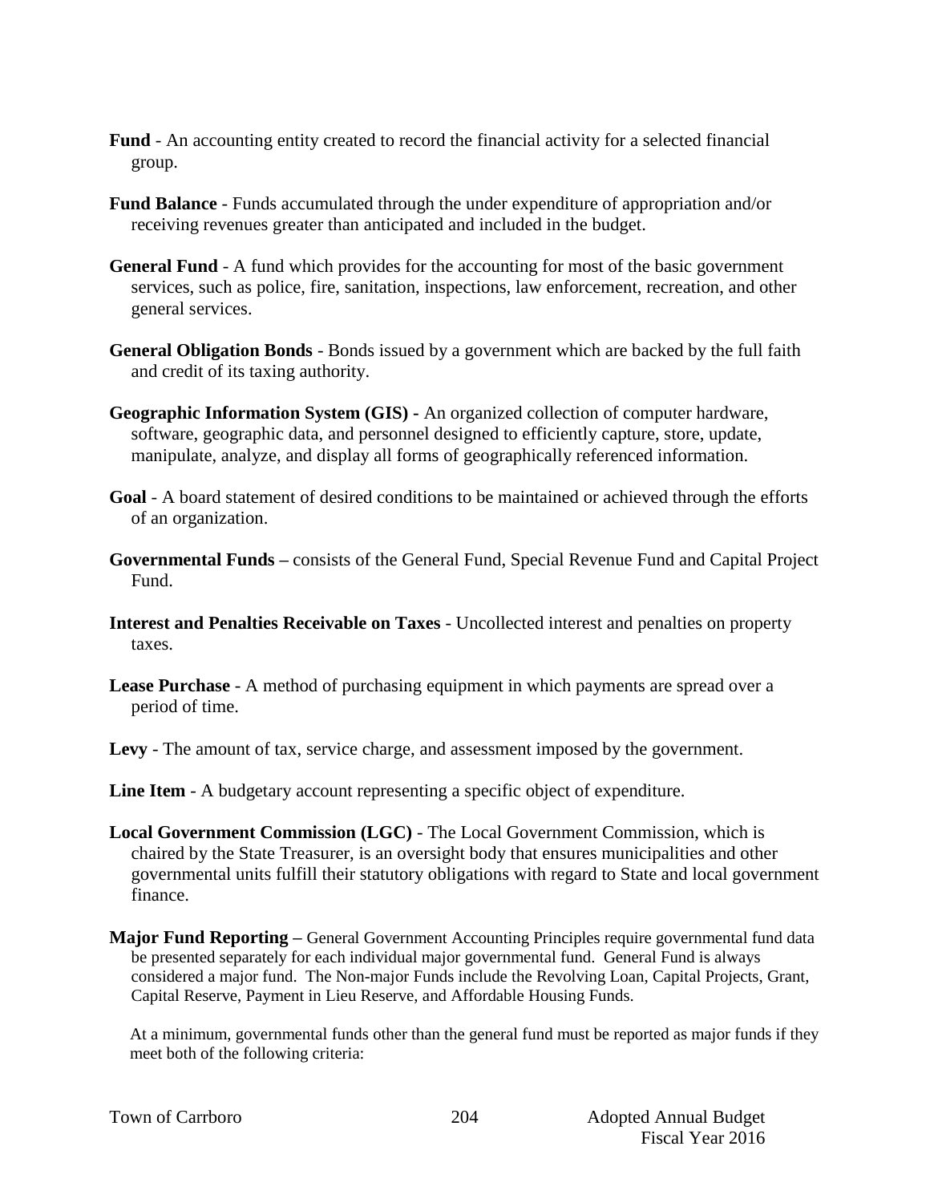**Fund** - An accounting entity created to record the financial activity for a selected financial group.

**Fund Balance** - Funds accumulated through the under expenditure of appropriation and/or receiving revenues greater than anticipated and included in the budget.

**General Fund** - A fund which provides for the accounting for most of the basic government services, such as police, fire, sanitation, inspections, law enforcement, recreation, and other general services.

**General Obligation Bonds** - Bonds issued by a government which are backed by the full faith and credit of its taxing authority.

**Geographic Information System (GIS) -** An organized collection of computer hardware, software, geographic data, and personnel designed to efficiently capture, store, update, manipulate, analyze, and display all forms of geographically referenced information.

**Goal** - A board statement of desired conditions to be maintained or achieved through the efforts of an organization.

**Governmental Funds –** consists of the General Fund, Special Revenue Fund and Capital Project Fund.

**Interest and Penalties Receivable on Taxes** - Uncollected interest and penalties on property taxes.

**Lease Purchase** - A method of purchasing equipment in which payments are spread over a period of time.

**Levy** - The amount of tax, service charge, and assessment imposed by the government.

**Line Item** - A budgetary account representing a specific object of expenditure.

**Local Government Commission (LGC)** - The Local Government Commission, which is chaired by the State Treasurer, is an oversight body that ensures municipalities and other governmental units fulfill their statutory obligations with regard to State and local government finance.

**Major Fund Reporting –** General Government Accounting Principles require governmental fund data be presented separately for each individual major governmental fund. General Fund is always considered a major fund. The Non-major Funds include the Revolving Loan, Capital Projects, Grant, Capital Reserve, Payment in Lieu Reserve, and Affordable Housing Funds.

At a minimum, governmental funds other than the general fund must be reported as major funds if they meet both of the following criteria: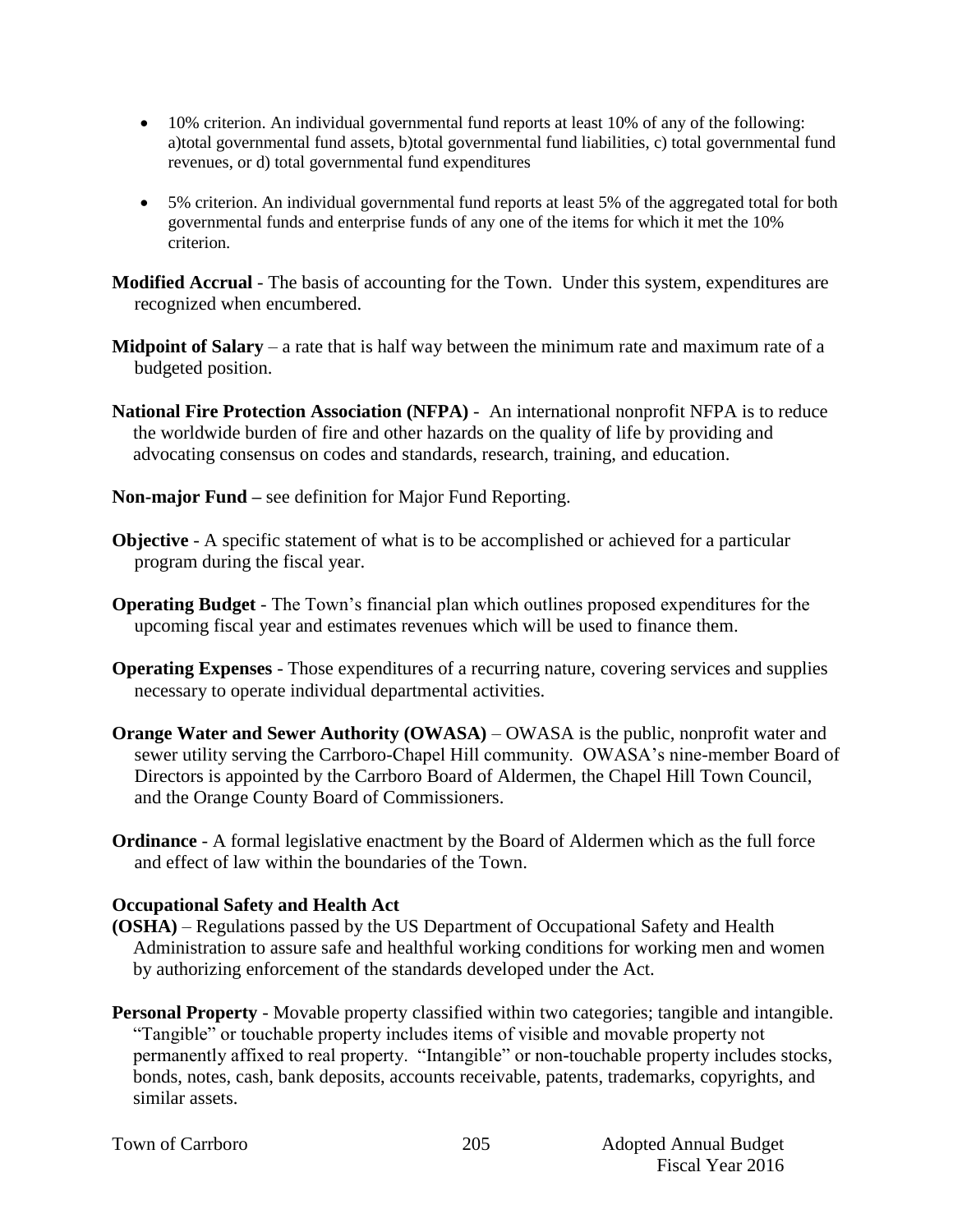- 10% criterion. An individual governmental fund reports at least 10% of any of the following: a)total governmental fund assets, b)total governmental fund liabilities, c) total governmental fund revenues, or d) total governmental fund expenditures

- 5% criterion. An individual governmental fund reports at least 5% of the aggregated total for both governmental funds and enterprise funds of any one of the items for which it met the 10% criterion.

**Modified Accrual** - The basis of accounting for the Town. Under this system, expenditures are recognized when encumbered.

**Midpoint of Salary** – a rate that is half way between the minimum rate and maximum rate of a budgeted position.

**National Fire Protection Association (NFPA)** - An international nonprofit NFPA is to reduce the worldwide burden of fire and other hazards on the quality of life by providing and advocating consensus on codes and standards, research, training, and education.

**Non-major Fund –** see definition for Major Fund Reporting.

**Objective** - A specific statement of what is to be accomplished or achieved for a particular program during the fiscal year.

**Operating Budget** - The Town's financial plan which outlines proposed expenditures for the upcoming fiscal year and estimates revenues which will be used to finance them.

**Operating Expenses** - Those expenditures of a recurring nature, covering services and supplies necessary to operate individual departmental activities.

**Orange Water and Sewer Authority (OWASA)** – OWASA is the public, nonprofit water and sewer utility serving the Carrboro-Chapel Hill community. OWASA's nine-member Board of Directors is appointed by the Carrboro Board of Aldermen, the Chapel Hill Town Council, and the Orange County Board of Commissioners.

**Ordinance** - A formal legislative enactment by the Board of Aldermen which as the full force and effect of law within the boundaries of the Town.

**Occupational Safety and Health Act**
**(OSHA)** – Regulations passed by the US Department of Occupational Safety and Health Administration to assure safe and healthful working conditions for working men and women by authorizing enforcement of the standards developed under the Act.

**Personal Property** - Movable property classified within two categories; tangible and intangible. "Tangible" or touchable property includes items of visible and movable property not permanently affixed to real property. "Intangible" or non-touchable property includes stocks, bonds, notes, cash, bank deposits, accounts receivable, patents, trademarks, copyrights, and similar assets.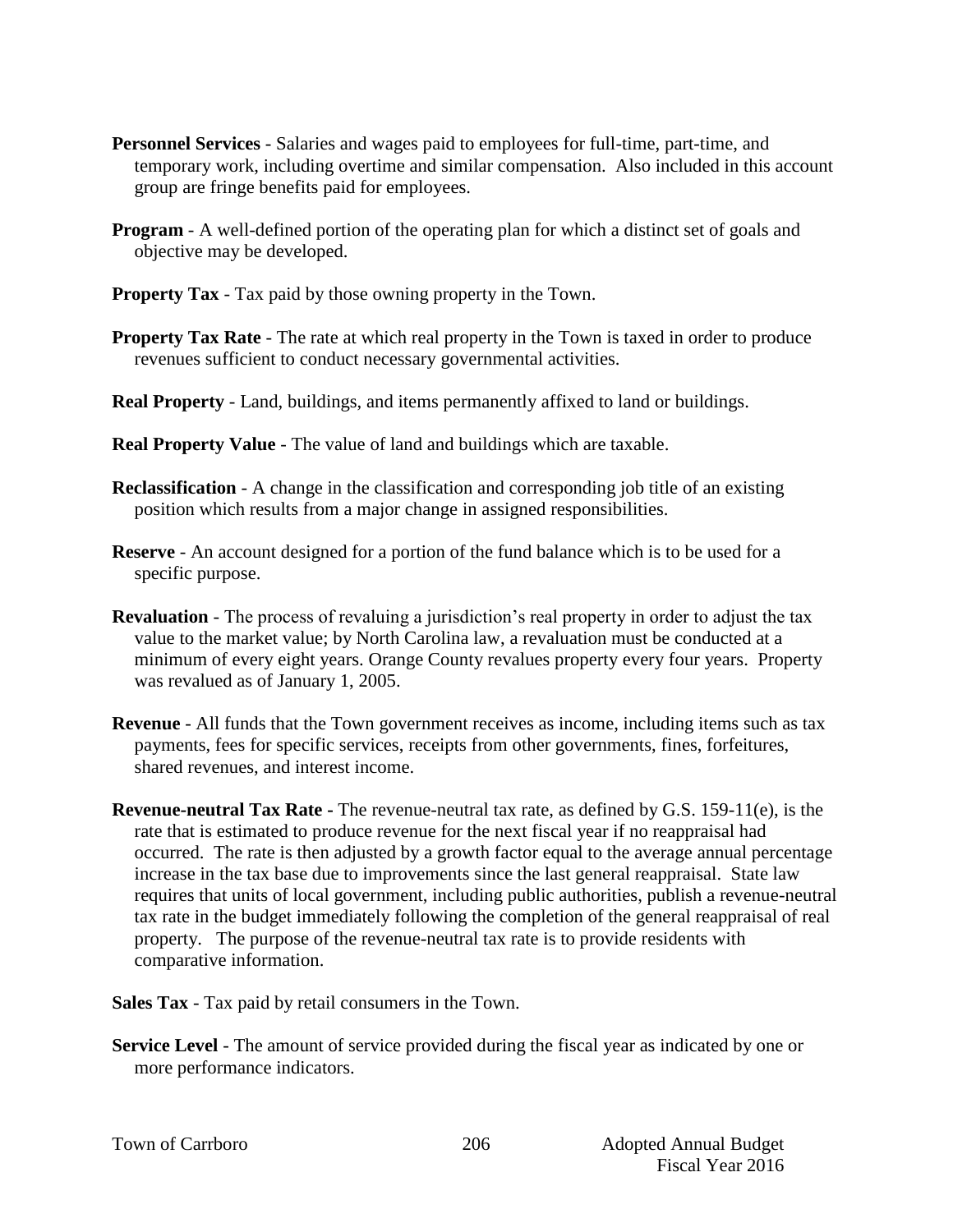**Personnel Services** - Salaries and wages paid to employees for full-time, part-time, and temporary work, including overtime and similar compensation. Also included in this account group are fringe benefits paid for employees.

**Program** - A well-defined portion of the operating plan for which a distinct set of goals and objective may be developed.

**Property Tax** - Tax paid by those owning property in the Town.

**Property Tax Rate** - The rate at which real property in the Town is taxed in order to produce revenues sufficient to conduct necessary governmental activities.

**Real Property** - Land, buildings, and items permanently affixed to land or buildings.

**Real Property Value** - The value of land and buildings which are taxable.

**Reclassification** - A change in the classification and corresponding job title of an existing position which results from a major change in assigned responsibilities.

**Reserve** - An account designed for a portion of the fund balance which is to be used for a specific purpose.

**Revaluation** - The process of revaluing a jurisdiction's real property in order to adjust the tax value to the market value; by North Carolina law, a revaluation must be conducted at a minimum of every eight years. Orange County revalues property every four years. Property was revalued as of January 1, 2005.

**Revenue** - All funds that the Town government receives as income, including items such as tax payments, fees for specific services, receipts from other governments, fines, forfeitures, shared revenues, and interest income.

**Revenue-neutral Tax Rate -** The revenue-neutral tax rate, as defined by G.S. 159-11(e), is the rate that is estimated to produce revenue for the next fiscal year if no reappraisal had occurred. The rate is then adjusted by a growth factor equal to the average annual percentage increase in the tax base due to improvements since the last general reappraisal. State law requires that units of local government, including public authorities, publish a revenue-neutral tax rate in the budget immediately following the completion of the general reappraisal of real property. The purpose of the revenue-neutral tax rate is to provide residents with comparative information.

**Sales Tax** - Tax paid by retail consumers in the Town.

**Service Level** - The amount of service provided during the fiscal year as indicated by one or more performance indicators.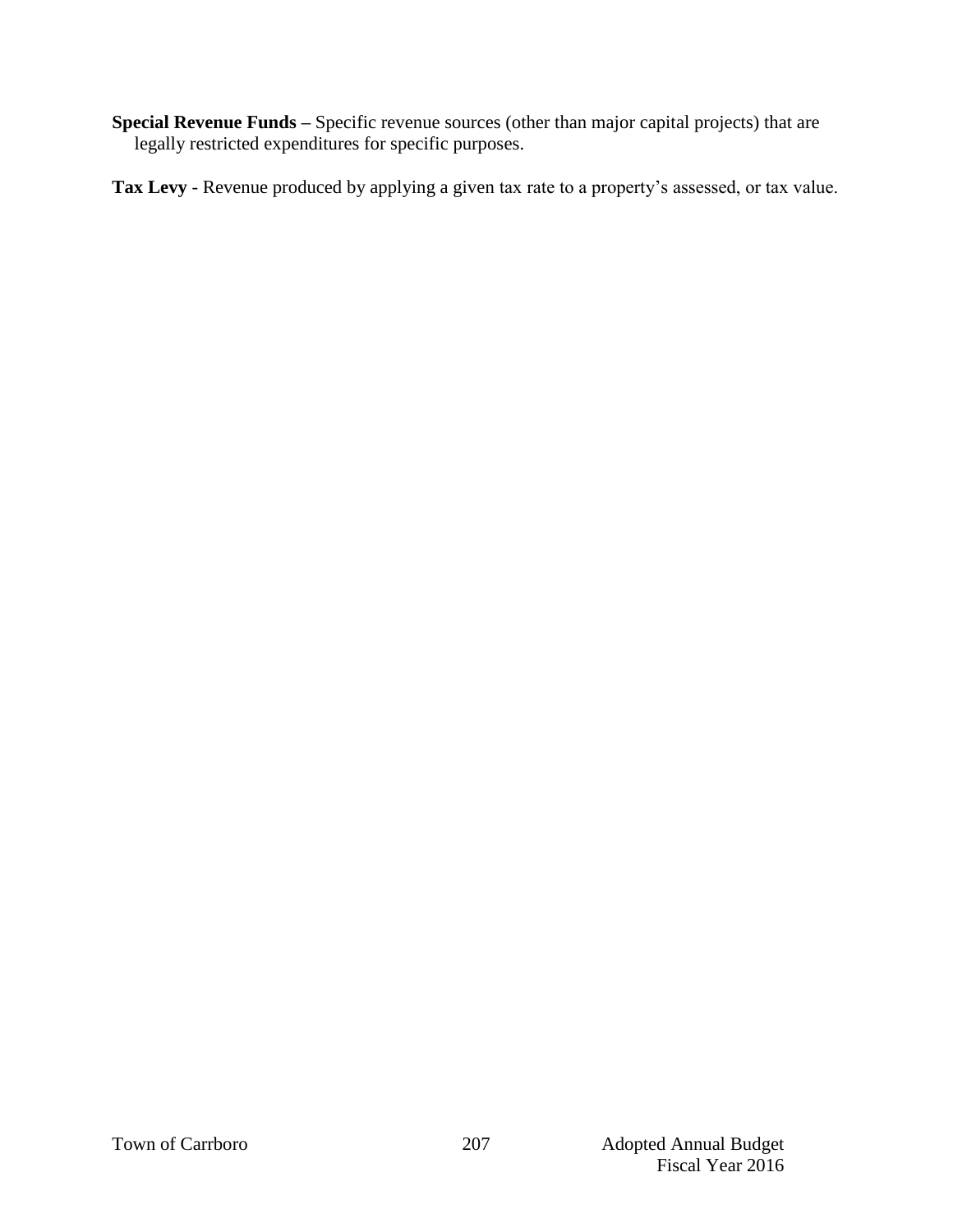**Special Revenue Funds –** Specific revenue sources (other than major capital projects) that are legally restricted expenditures for specific purposes.

**Tax Levy** - Revenue produced by applying a given tax rate to a property's assessed, or tax value.